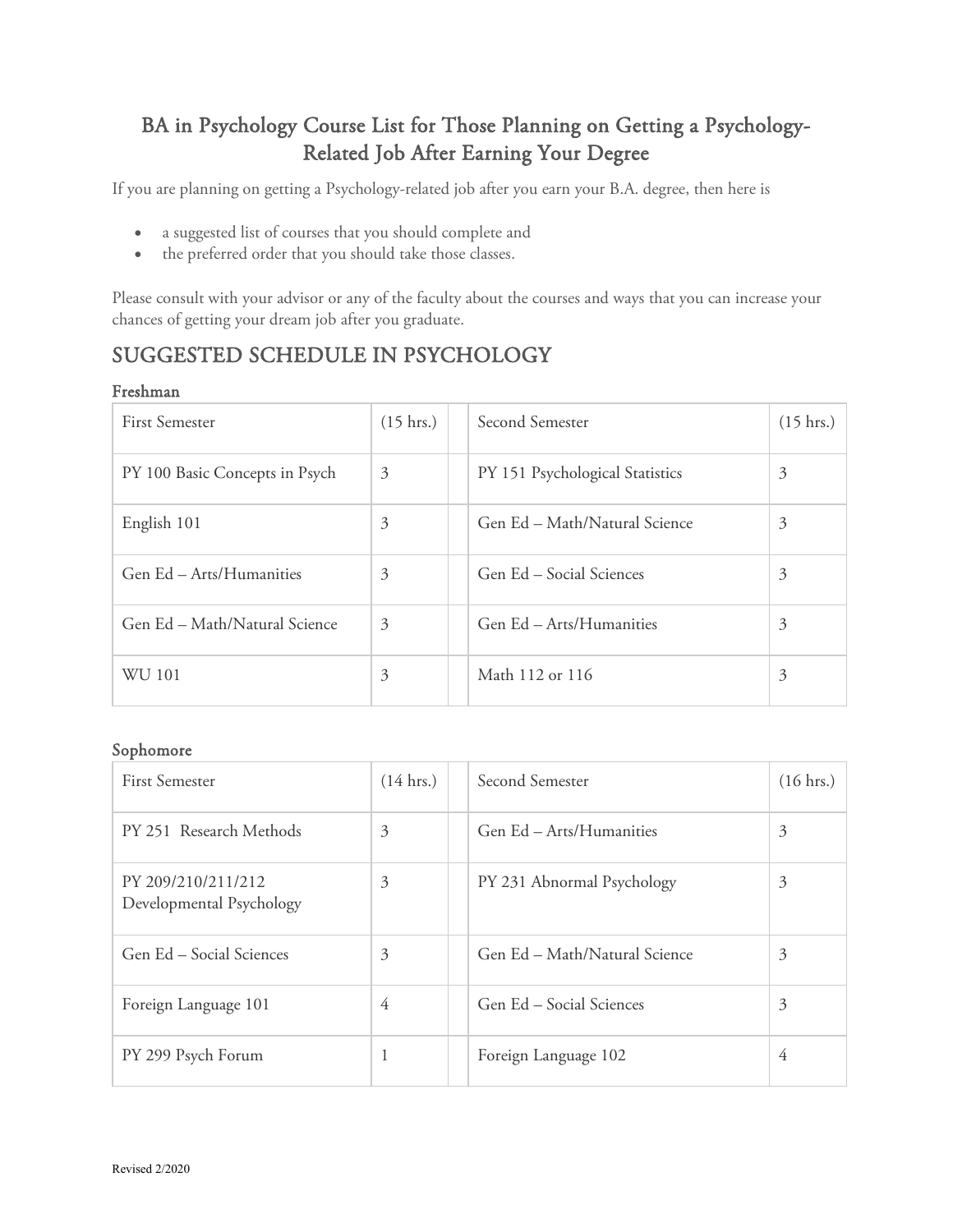# BA in Psychology Course List for Those Planning on Getting a Psychology-Related Job After Earning Your Degree

If you are planning on getting a Psychology-related job after you earn your B.A. degree, then here is

- a suggested list of courses that you should complete and
- the preferred order that you should take those classes.

Please consult with your advisor or any of the faculty about the courses and ways that you can increase your chances of getting your dream job after you graduate.

## SUGGESTED SCHEDULE IN PSYCHOLOGY

### Freshman

| First Semester | (15 hrs.) | | Second Semester | (15 hrs.) |
|---|---|---|---|---|
| PY 100 Basic Concepts in Psych | 3 | | PY 151 Psychological Statistics | 3 |
| English 101 | 3 | | Gen Ed – Math/Natural Science | 3 |
| Gen Ed – Arts/Humanities | 3 | | Gen Ed – Social Sciences | 3 |
| Gen Ed – Math/Natural Science | 3 | | Gen Ed – Arts/Humanities | 3 |
| WU 101 | 3 | | Math 112 or 116 | 3 |

### Sophomore

| First Semester | (14 hrs.) | | Second Semester | (16 hrs.) |
|---|---|---|---|---|
| PY 251 Research Methods | 3 | | Gen Ed – Arts/Humanities | 3 |
| PY 209/210/211/212 Developmental Psychology | 3 | | PY 231 Abnormal Psychology | 3 |
| Gen Ed – Social Sciences | 3 | | Gen Ed – Math/Natural Science | 3 |
| Foreign Language 101 | 4 | | Gen Ed – Social Sciences | 3 |
| PY 299 Psych Forum | 1 | | Foreign Language 102 | 4 |

Revised 2/2020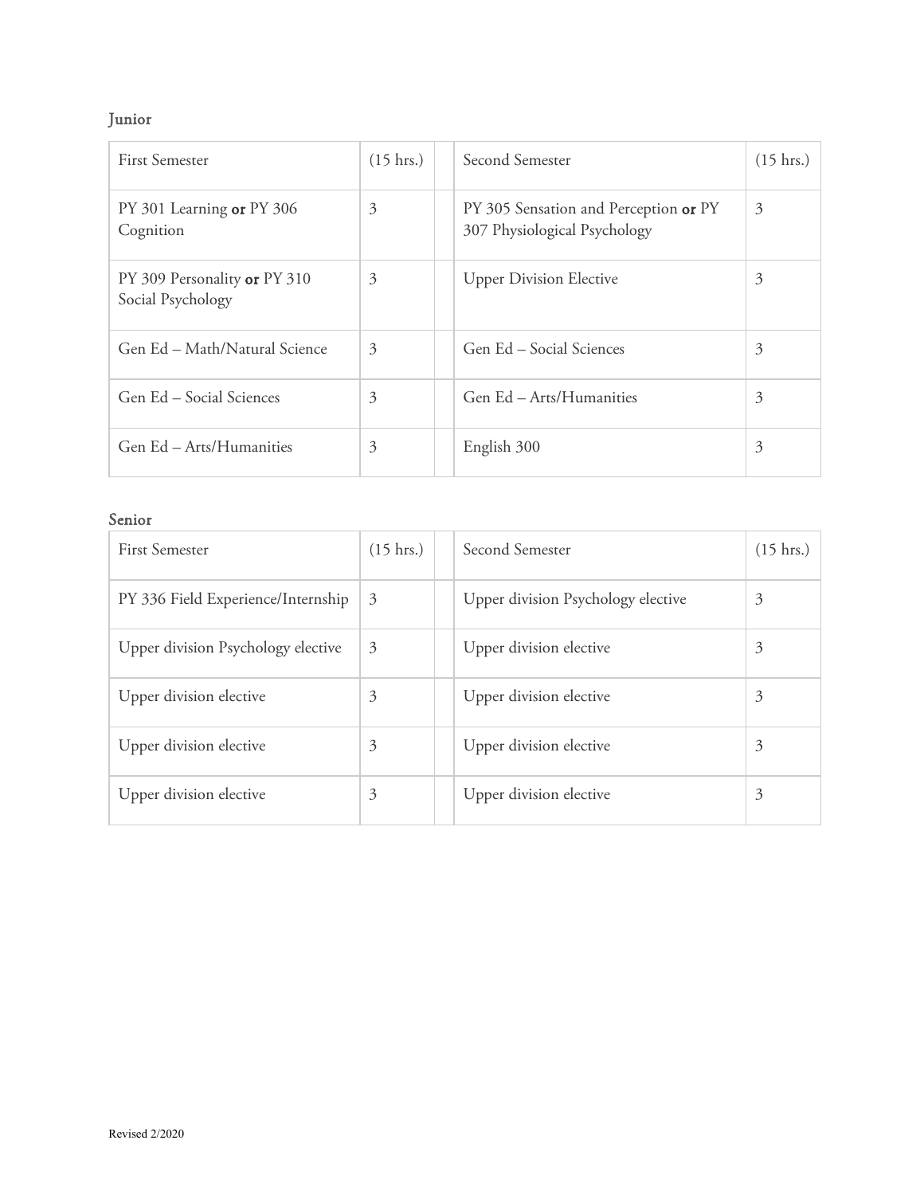### Junior

| First Semester | (15 hrs.) | | Second Semester | (15 hrs.) |
|---|---|---|---|---|
| PY 301 Learning **or** PY 306 Cognition | 3 | | PY 305 Sensation and Perception **or** PY 307 Physiological Psychology | 3 |
| PY 309 Personality **or** PY 310 Social Psychology | 3 | | Upper Division Elective | 3 |
| Gen Ed – Math/Natural Science | 3 | | Gen Ed – Social Sciences | 3 |
| Gen Ed – Social Sciences | 3 | | Gen Ed – Arts/Humanities | 3 |
| Gen Ed – Arts/Humanities | 3 | | English 300 | 3 |

### Senior

| First Semester | (15 hrs.) | | Second Semester | (15 hrs.) |
|---|---|---|---|---|
| PY 336 Field Experience/Internship | 3 | | Upper division Psychology elective | 3 |
| Upper division Psychology elective | 3 | | Upper division elective | 3 |
| Upper division elective | 3 | | Upper division elective | 3 |
| Upper division elective | 3 | | Upper division elective | 3 |
| Upper division elective | 3 | | Upper division elective | 3 |

Revised 2/2020